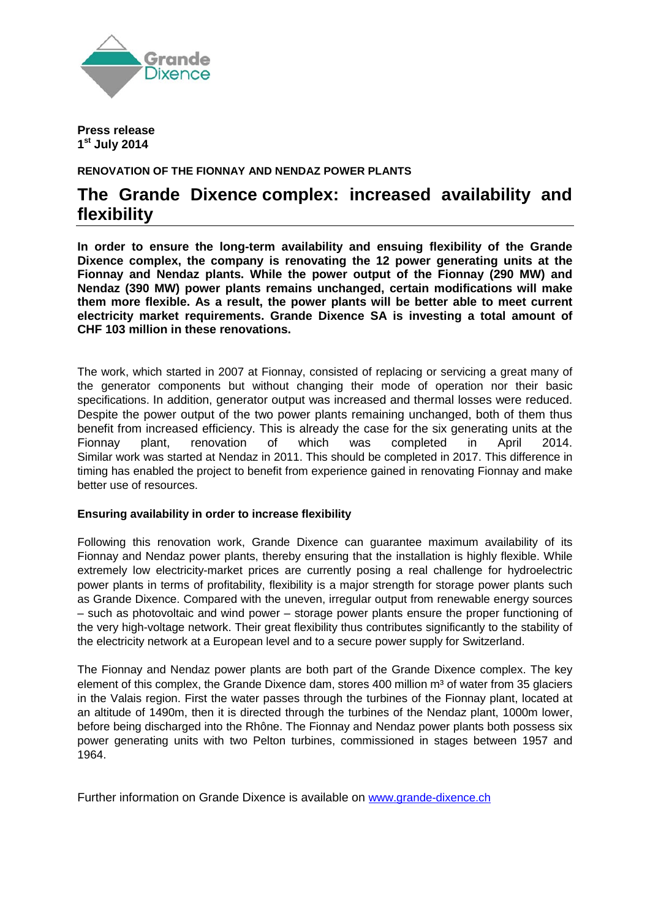**Press release**
**1st July 2014**

**RENOVATION OF THE FIONNAY AND NENDAZ POWER PLANTS**

# The Grande Dixence complex: increased availability and flexibility

**In order to ensure the long-term availability and ensuing flexibility of the Grande Dixence complex, the company is renovating the 12 power generating units at the Fionnay and Nendaz plants. While the power output of the Fionnay (290 MW) and Nendaz (390 MW) power plants remains unchanged, certain modifications will make them more flexible. As a result, the power plants will be better able to meet current electricity market requirements. Grande Dixence SA is investing a total amount of CHF 103 million in these renovations.**

The work, which started in 2007 at Fionnay, consisted of replacing or servicing a great many of the generator components but without changing their mode of operation nor their basic specifications. In addition, generator output was increased and thermal losses were reduced. Despite the power output of the two power plants remaining unchanged, both of them thus benefit from increased efficiency. This is already the case for the six generating units at the Fionnay plant, renovation of which was completed in April 2014. Similar work was started at Nendaz in 2011. This should be completed in 2017. This difference in timing has enabled the project to benefit from experience gained in renovating Fionnay and make better use of resources.

**Ensuring availability in order to increase flexibility**

Following this renovation work, Grande Dixence can guarantee maximum availability of its Fionnay and Nendaz power plants, thereby ensuring that the installation is highly flexible. While extremely low electricity-market prices are currently posing a real challenge for hydroelectric power plants in terms of profitability, flexibility is a major strength for storage power plants such as Grande Dixence. Compared with the uneven, irregular output from renewable energy sources – such as photovoltaic and wind power – storage power plants ensure the proper functioning of the very high-voltage network. Their great flexibility thus contributes significantly to the stability of the electricity network at a European level and to a secure power supply for Switzerland.

The Fionnay and Nendaz power plants are both part of the Grande Dixence complex. The key element of this complex, the Grande Dixence dam, stores 400 million m³ of water from 35 glaciers in the Valais region. First the water passes through the turbines of the Fionnay plant, located at an altitude of 1490m, then it is directed through the turbines of the Nendaz plant, 1000m lower, before being discharged into the Rhône. The Fionnay and Nendaz power plants both possess six power generating units with two Pelton turbines, commissioned in stages between 1957 and 1964.

Further information on Grande Dixence is available on www.grande-dixence.ch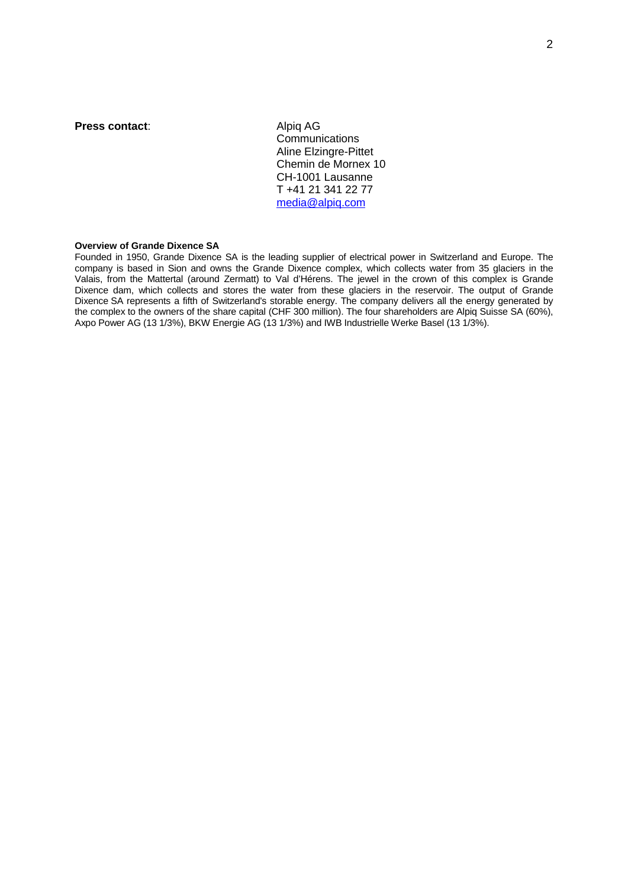**Press contact**:

Alpiq AG
Communications
Aline Elzingre-Pittet
Chemin de Mornex 10
CH-1001 Lausanne
T +41 21 341 22 77
media@alpiq.com

**Overview of Grande Dixence SA**

Founded in 1950, Grande Dixence SA is the leading supplier of electrical power in Switzerland and Europe. The company is based in Sion and owns the Grande Dixence complex, which collects water from 35 glaciers in the Valais, from the Mattertal (around Zermatt) to Val d'Hérens. The jewel in the crown of this complex is Grande Dixence dam, which collects and stores the water from these glaciers in the reservoir. The output of Grande Dixence SA represents a fifth of Switzerland's storable energy. The company delivers all the energy generated by the complex to the owners of the share capital (CHF 300 million). The four shareholders are Alpiq Suisse SA (60%), Axpo Power AG (13 1/3%), BKW Energie AG (13 1/3%) and IWB Industrielle Werke Basel (13 1/3%).